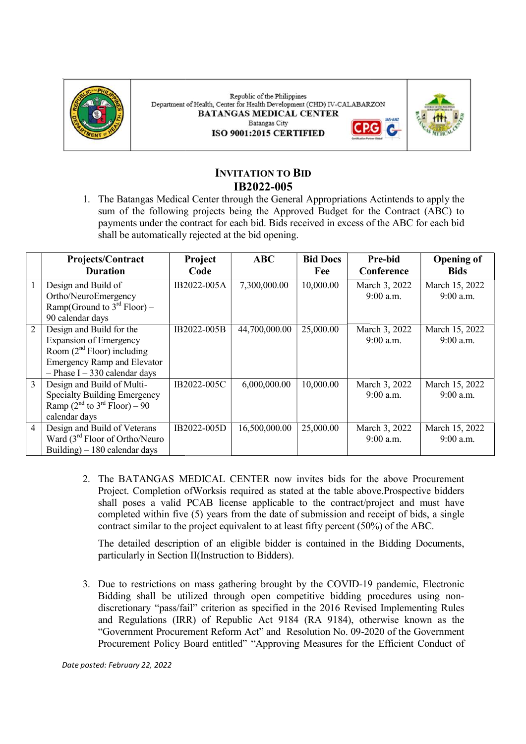Republic of the Philippines
Department of Health, Center for Health Development (CHD) IV-CALABARZON
**BATANGAS MEDICAL CENTER**
Batangas City
**ISO 9001:2015 CERTIFIED**

# INVITATION TO BID
## IB2022-005

1. The Batangas Medical Center through the General Appropriations Actintends to apply the sum of the following projects being the Approved Budget for the Contract (ABC) to payments under the contract for each bid. Bids received in excess of the ABC for each bid shall be automatically rejected at the bid opening.

| | Projects/Contract Duration | Project Code | ABC | Bid Docs Fee | Pre-bid Conference | Opening of Bids |
|---|---|---|---|---|---|---|
| 1 | Design and Build of Ortho/NeuroEmergency Ramp(Ground to 3rd Floor) – 90 calendar days | IB2022-005A | 7,300,000.00 | 10,000.00 | March 3, 2022 9:00 a.m. | March 15, 2022 9:00 a.m. |
| 2 | Design and Build for the Expansion of Emergency Room (2nd Floor) including Emergency Ramp and Elevator – Phase I – 330 calendar days | IB2022-005B | 44,700,000.00 | 25,000.00 | March 3, 2022 9:00 a.m. | March 15, 2022 9:00 a.m. |
| 3 | Design and Build of Multi-Specialty Building Emergency Ramp (2nd to 3rd Floor) – 90 calendar days | IB2022-005C | 6,000,000.00 | 10,000.00 | March 3, 2022 9:00 a.m. | March 15, 2022 9:00 a.m. |
| 4 | Design and Build of Veterans Ward (3rd Floor of Ortho/Neuro Building) – 180 calendar days | IB2022-005D | 16,500,000.00 | 25,000.00 | March 3, 2022 9:00 a.m. | March 15, 2022 9:00 a.m. |

2. The BATANGAS MEDICAL CENTER now invites bids for the above Procurement Project. Completion ofWorksis required as stated at the table above.Prospective bidders shall poses a valid PCAB license applicable to the contract/project and must have completed within five (5) years from the date of submission and receipt of bids, a single contract similar to the project equivalent to at least fifty percent (50%) of the ABC.

   The detailed description of an eligible bidder is contained in the Bidding Documents, particularly in Section II(Instruction to Bidders).

3. Due to restrictions on mass gathering brought by the COVID-19 pandemic, Electronic Bidding shall be utilized through open competitive bidding procedures using non-discretionary "pass/fail" criterion as specified in the 2016 Revised Implementing Rules and Regulations (IRR) of Republic Act 9184 (RA 9184), otherwise known as the "Government Procurement Reform Act" and Resolution No. 09-2020 of the Government Procurement Policy Board entitled" "Approving Measures for the Efficient Conduct of

*Date posted: February 22, 2022*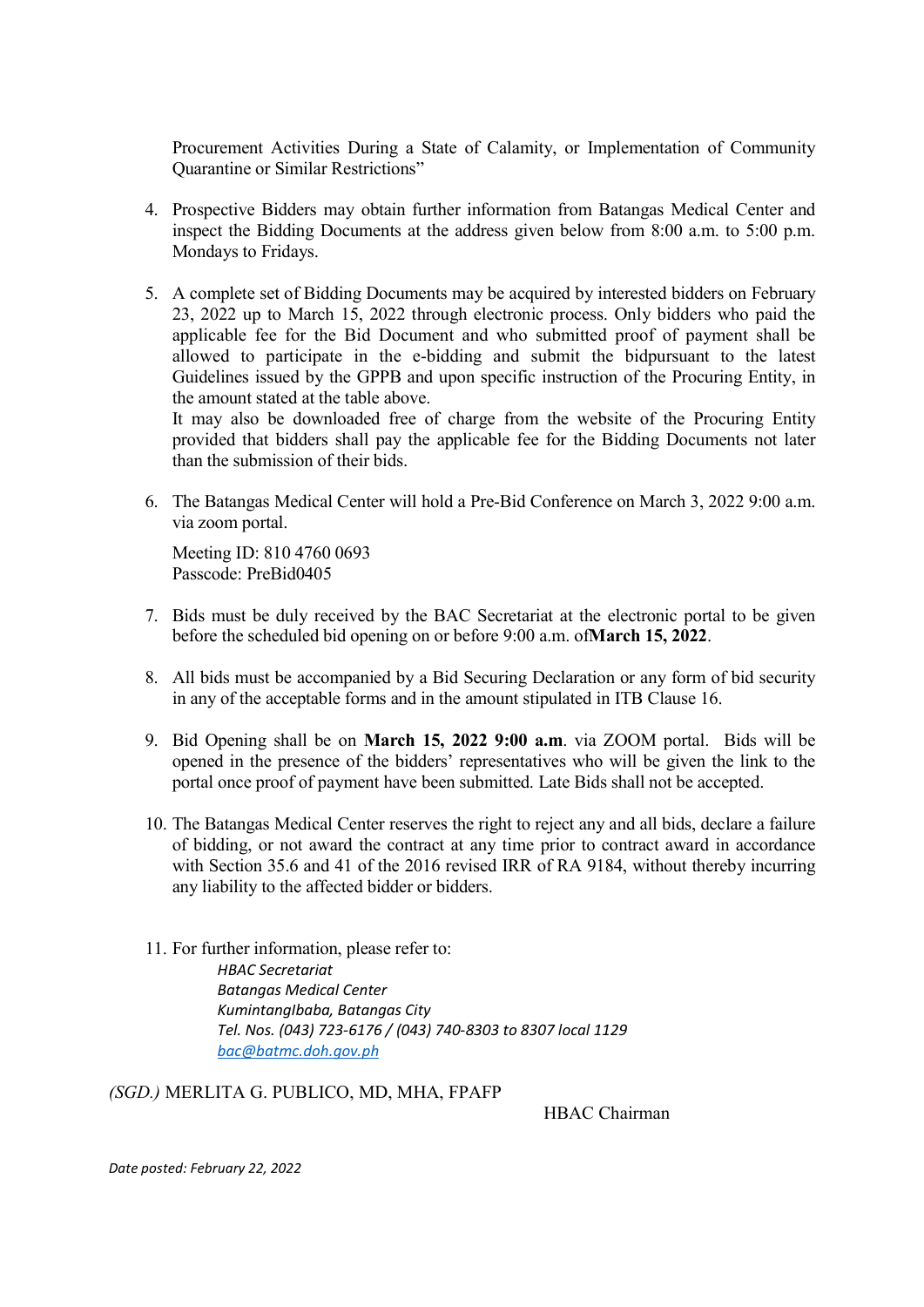Procurement Activities During a State of Calamity, or Implementation of Community Quarantine or Similar Restrictions"

4. Prospective Bidders may obtain further information from Batangas Medical Center and inspect the Bidding Documents at the address given below from 8:00 a.m. to 5:00 p.m. Mondays to Fridays.

5. A complete set of Bidding Documents may be acquired by interested bidders on February 23, 2022 up to March 15, 2022 through electronic process. Only bidders who paid the applicable fee for the Bid Document and who submitted proof of payment shall be allowed to participate in the e-bidding and submit the bidpursuant to the latest Guidelines issued by the GPPB and upon specific instruction of the Procuring Entity, in the amount stated at the table above.
   It may also be downloaded free of charge from the website of the Procuring Entity provided that bidders shall pay the applicable fee for the Bidding Documents not later than the submission of their bids.

6. The Batangas Medical Center will hold a Pre-Bid Conference on March 3, 2022 9:00 a.m. via zoom portal.

   Meeting ID: 810 4760 0693
   Passcode: PreBid0405

7. Bids must be duly received by the BAC Secretariat at the electronic portal to be given before the scheduled bid opening on or before 9:00 a.m. of**March 15, 2022**.

8. All bids must be accompanied by a Bid Securing Declaration or any form of bid security in any of the acceptable forms and in the amount stipulated in ITB Clause 16.

9. Bid Opening shall be on **March 15, 2022 9:00 a.m**. via ZOOM portal. Bids will be opened in the presence of the bidders' representatives who will be given the link to the portal once proof of payment have been submitted. Late Bids shall not be accepted.

10. The Batangas Medical Center reserves the right to reject any and all bids, declare a failure of bidding, or not award the contract at any time prior to contract award in accordance with Section 35.6 and 41 of the 2016 revised IRR of RA 9184, without thereby incurring any liability to the affected bidder or bidders.

11. For further information, please refer to:

    *HBAC Secretariat*
    *Batangas Medical Center*
    *KumintangIbaba, Batangas City*
    *Tel. Nos. (043) 723-6176 / (043) 740-8303 to 8307 local 1129*
    *bac@batmc.doh.gov.ph*

*(SGD.)* MERLITA G. PUBLICO, MD, MHA, FPAFP

HBAC Chairman

*Date posted: February 22, 2022*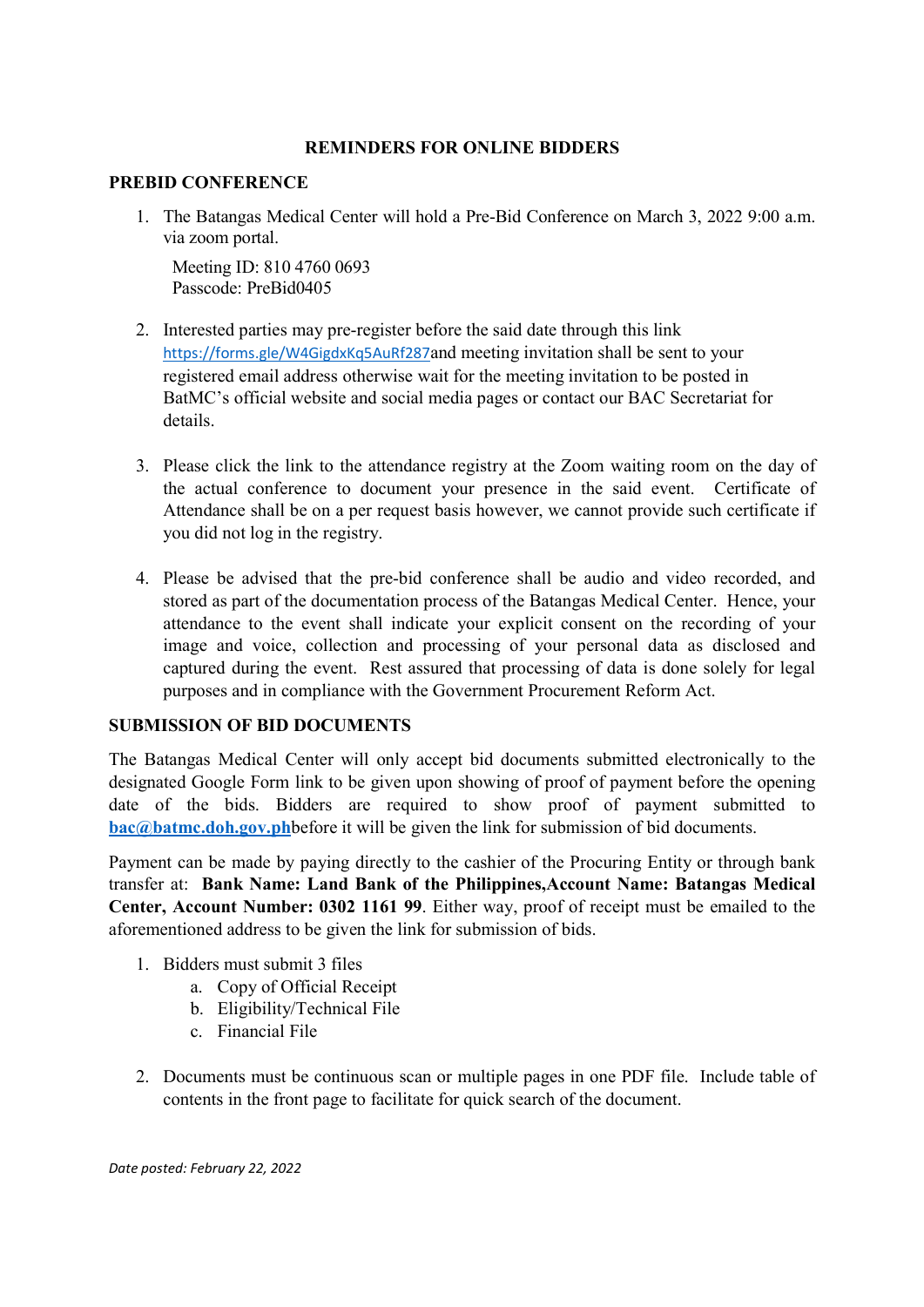# REMINDERS FOR ONLINE BIDDERS

## PREBID CONFERENCE

1. The Batangas Medical Center will hold a Pre-Bid Conference on March 3, 2022 9:00 a.m. via zoom portal.

   Meeting ID: 810 4760 0693
   Passcode: PreBid0405

2. Interested parties may pre-register before the said date through this link https://forms.gle/W4GigdxKq5AuRf287and meeting invitation shall be sent to your registered email address otherwise wait for the meeting invitation to be posted in BatMC's official website and social media pages or contact our BAC Secretariat for details.

3. Please click the link to the attendance registry at the Zoom waiting room on the day of the actual conference to document your presence in the said event. Certificate of Attendance shall be on a per request basis however, we cannot provide such certificate if you did not log in the registry.

4. Please be advised that the pre-bid conference shall be audio and video recorded, and stored as part of the documentation process of the Batangas Medical Center. Hence, your attendance to the event shall indicate your explicit consent on the recording of your image and voice, collection and processing of your personal data as disclosed and captured during the event. Rest assured that processing of data is done solely for legal purposes and in compliance with the Government Procurement Reform Act.

## SUBMISSION OF BID DOCUMENTS

The Batangas Medical Center will only accept bid documents submitted electronically to the designated Google Form link to be given upon showing of proof of payment before the opening date of the bids. Bidders are required to show proof of payment submitted to **bac@batmc.doh.gov.ph**before it will be given the link for submission of bid documents.

Payment can be made by paying directly to the cashier of the Procuring Entity or through bank transfer at: **Bank Name: Land Bank of the Philippines,Account Name: Batangas Medical Center, Account Number: 0302 1161 99**. Either way, proof of receipt must be emailed to the aforementioned address to be given the link for submission of bids.

1. Bidders must submit 3 files
   a. Copy of Official Receipt
   b. Eligibility/Technical File
   c. Financial File

2. Documents must be continuous scan or multiple pages in one PDF file. Include table of contents in the front page to facilitate for quick search of the document.

*Date posted: February 22, 2022*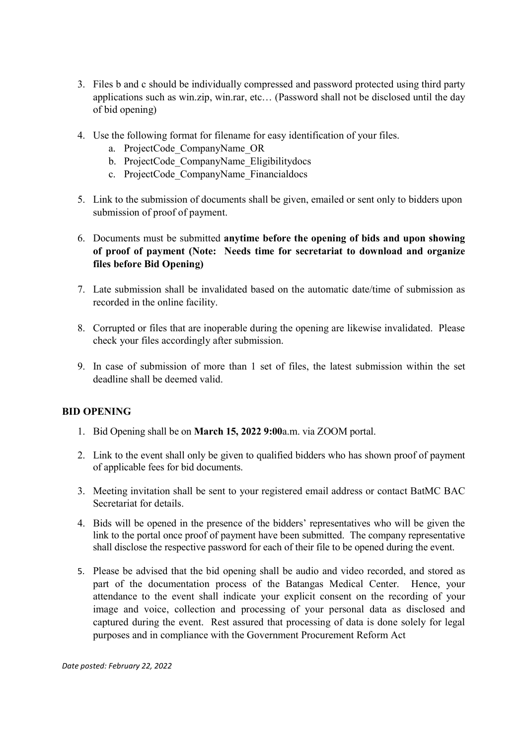3. Files b and c should be individually compressed and password protected using third party applications such as win.zip, win.rar, etc… (Password shall not be disclosed until the day of bid opening)

4. Use the following format for filename for easy identification of your files.
   a. ProjectCode_CompanyName_OR
   b. ProjectCode_CompanyName_Eligibilitydocs
   c. ProjectCode_CompanyName_Financialdocs

5. Link to the submission of documents shall be given, emailed or sent only to bidders upon submission of proof of payment.

6. Documents must be submitted **anytime before the opening of bids and upon showing of proof of payment (Note: Needs time for secretariat to download and organize files before Bid Opening)**

7. Late submission shall be invalidated based on the automatic date/time of submission as recorded in the online facility.

8. Corrupted or files that are inoperable during the opening are likewise invalidated. Please check your files accordingly after submission.

9. In case of submission of more than 1 set of files, the latest submission within the set deadline shall be deemed valid.

**BID OPENING**

1. Bid Opening shall be on **March 15, 2022 9:00**a.m. via ZOOM portal.

2. Link to the event shall only be given to qualified bidders who has shown proof of payment of applicable fees for bid documents.

3. Meeting invitation shall be sent to your registered email address or contact BatMC BAC Secretariat for details.

4. Bids will be opened in the presence of the bidders' representatives who will be given the link to the portal once proof of payment have been submitted. The company representative shall disclose the respective password for each of their file to be opened during the event.

5. Please be advised that the bid opening shall be audio and video recorded, and stored as part of the documentation process of the Batangas Medical Center. Hence, your attendance to the event shall indicate your explicit consent on the recording of your image and voice, collection and processing of your personal data as disclosed and captured during the event. Rest assured that processing of data is done solely for legal purposes and in compliance with the Government Procurement Reform Act

*Date posted: February 22, 2022*